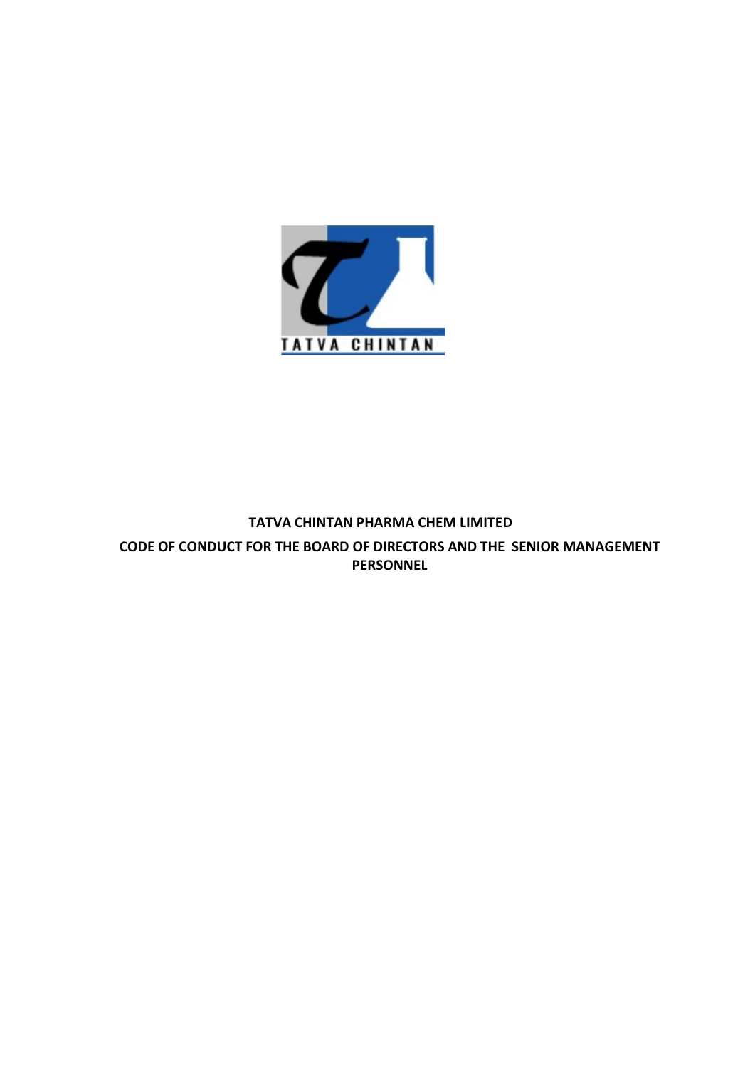TATVA CHINTAN

# TATVA CHINTAN PHARMA CHEM LIMITED

## CODE OF CONDUCT FOR THE BOARD OF DIRECTORS AND THE SENIOR MANAGEMENT PERSONNEL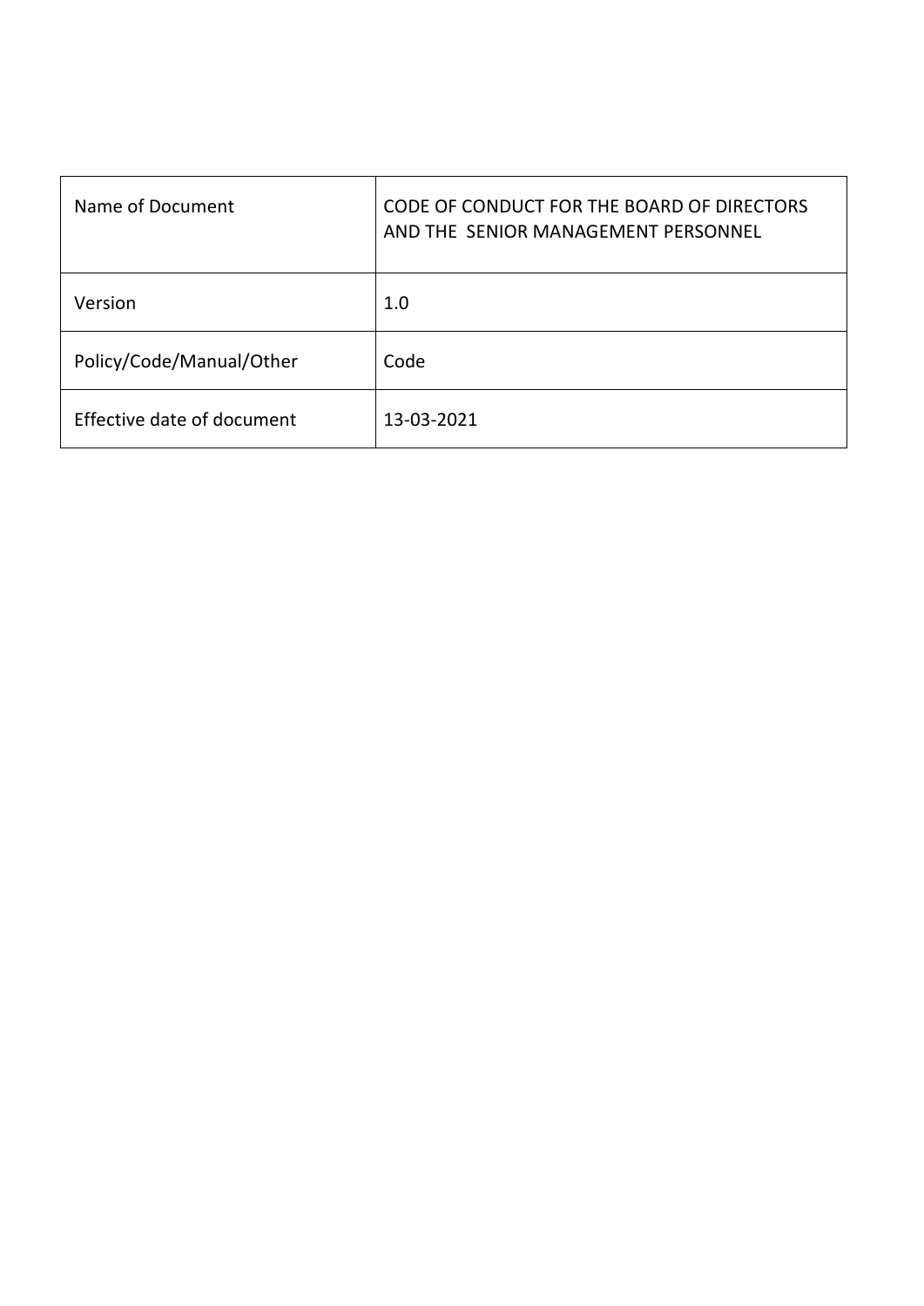| Name of Document | CODE OF CONDUCT FOR THE BOARD OF DIRECTORS AND THE SENIOR MANAGEMENT PERSONNEL |
|---|---|
| Version | 1.0 |
| Policy/Code/Manual/Other | Code |
| Effective date of document | 13-03-2021 |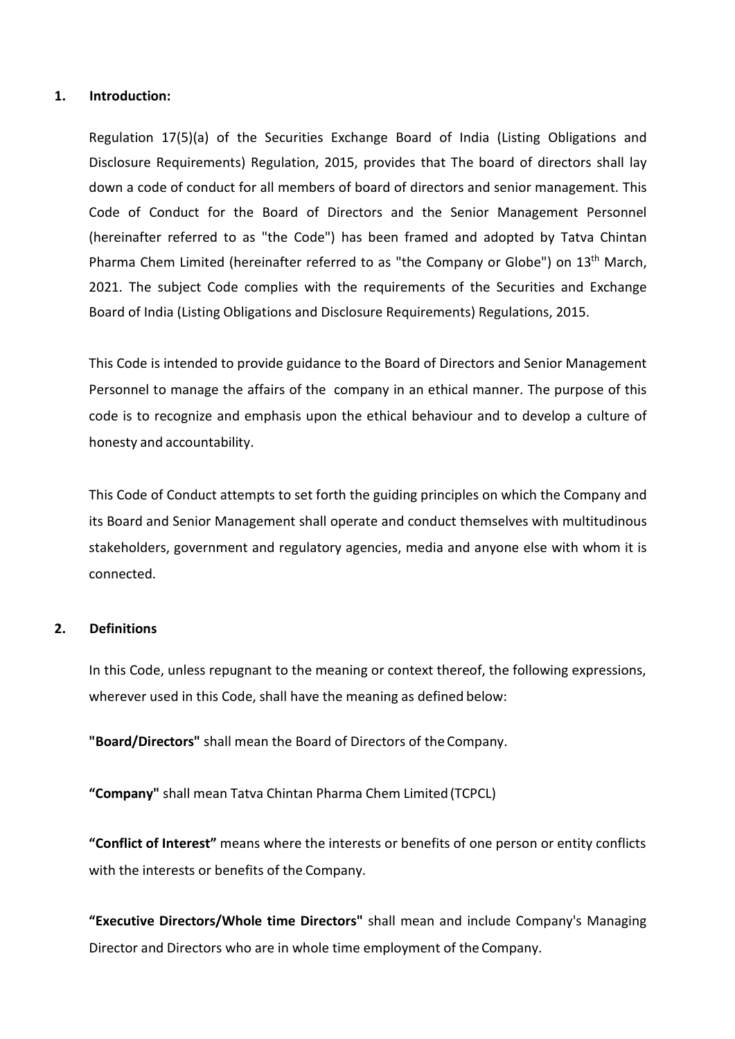## 1. Introduction:

Regulation 17(5)(a) of the Securities Exchange Board of India (Listing Obligations and Disclosure Requirements) Regulation, 2015, provides that The board of directors shall lay down a code of conduct for all members of board of directors and senior management. This Code of Conduct for the Board of Directors and the Senior Management Personnel (hereinafter referred to as "the Code") has been framed and adopted by Tatva Chintan Pharma Chem Limited (hereinafter referred to as "the Company or Globe") on 13th March, 2021. The subject Code complies with the requirements of the Securities and Exchange Board of India (Listing Obligations and Disclosure Requirements) Regulations, 2015.

This Code is intended to provide guidance to the Board of Directors and Senior Management Personnel to manage the affairs of the company in an ethical manner. The purpose of this code is to recognize and emphasis upon the ethical behaviour and to develop a culture of honesty and accountability.

This Code of Conduct attempts to set forth the guiding principles on which the Company and its Board and Senior Management shall operate and conduct themselves with multitudinous stakeholders, government and regulatory agencies, media and anyone else with whom it is connected.

## 2. Definitions

In this Code, unless repugnant to the meaning or context thereof, the following expressions, wherever used in this Code, shall have the meaning as defined below:

**"Board/Directors"** shall mean the Board of Directors of the Company.

**"Company"** shall mean Tatva Chintan Pharma Chem Limited (TCPCL)

**"Conflict of Interest"** means where the interests or benefits of one person or entity conflicts with the interests or benefits of the Company.

**"Executive Directors/Whole time Directors"** shall mean and include Company's Managing Director and Directors who are in whole time employment of the Company.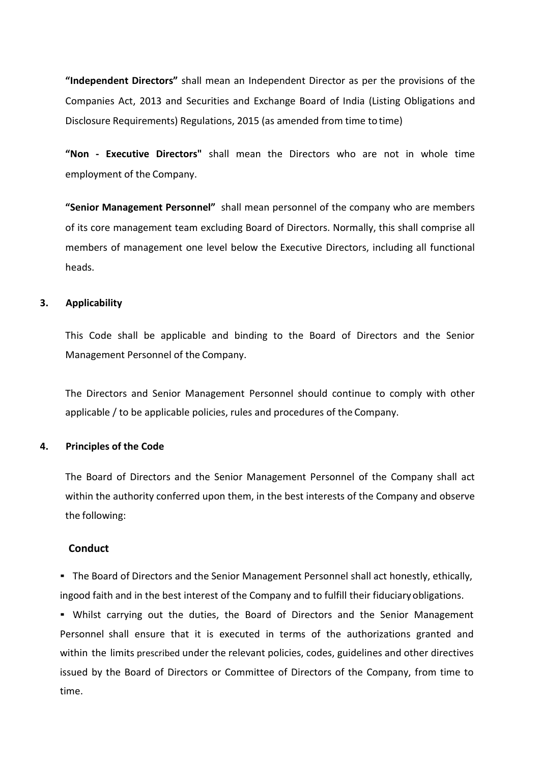**"Independent Directors"** shall mean an Independent Director as per the provisions of the Companies Act, 2013 and Securities and Exchange Board of India (Listing Obligations and Disclosure Requirements) Regulations, 2015 (as amended from time to time)

**"Non - Executive Directors"** shall mean the Directors who are not in whole time employment of the Company.

**"Senior Management Personnel"** shall mean personnel of the company who are members of its core management team excluding Board of Directors. Normally, this shall comprise all members of management one level below the Executive Directors, including all functional heads.

## 3. Applicability

This Code shall be applicable and binding to the Board of Directors and the Senior Management Personnel of the Company.

The Directors and Senior Management Personnel should continue to comply with other applicable / to be applicable policies, rules and procedures of the Company.

## 4. Principles of the Code

The Board of Directors and the Senior Management Personnel of the Company shall act within the authority conferred upon them, in the best interests of the Company and observe the following:

### Conduct

- The Board of Directors and the Senior Management Personnel shall act honestly, ethically, ingood faith and in the best interest of the Company and to fulfill their fiduciary obligations.
- Whilst carrying out the duties, the Board of Directors and the Senior Management Personnel shall ensure that it is executed in terms of the authorizations granted and within the limits prescribed under the relevant policies, codes, guidelines and other directives issued by the Board of Directors or Committee of Directors of the Company, from time to time.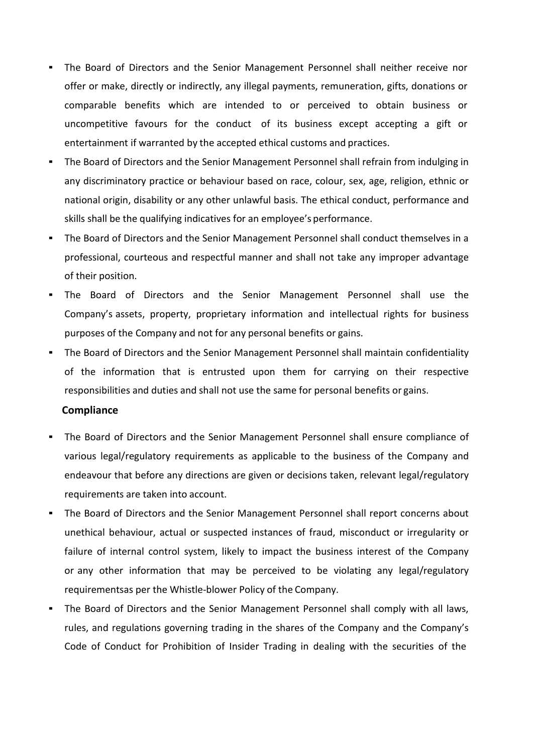- The Board of Directors and the Senior Management Personnel shall neither receive nor offer or make, directly or indirectly, any illegal payments, remuneration, gifts, donations or comparable benefits which are intended to or perceived to obtain business or uncompetitive favours for the conduct of its business except accepting a gift or entertainment if warranted by the accepted ethical customs and practices.
- The Board of Directors and the Senior Management Personnel shall refrain from indulging in any discriminatory practice or behaviour based on race, colour, sex, age, religion, ethnic or national origin, disability or any other unlawful basis. The ethical conduct, performance and skills shall be the qualifying indicatives for an employee's performance.
- The Board of Directors and the Senior Management Personnel shall conduct themselves in a professional, courteous and respectful manner and shall not take any improper advantage of their position.
- The Board of Directors and the Senior Management Personnel shall use the Company's assets, property, proprietary information and intellectual rights for business purposes of the Company and not for any personal benefits or gains.
- The Board of Directors and the Senior Management Personnel shall maintain confidentiality of the information that is entrusted upon them for carrying on their respective responsibilities and duties and shall not use the same for personal benefits or gains.

**Compliance**

- The Board of Directors and the Senior Management Personnel shall ensure compliance of various legal/regulatory requirements as applicable to the business of the Company and endeavour that before any directions are given or decisions taken, relevant legal/regulatory requirements are taken into account.
- The Board of Directors and the Senior Management Personnel shall report concerns about unethical behaviour, actual or suspected instances of fraud, misconduct or irregularity or failure of internal control system, likely to impact the business interest of the Company or any other information that may be perceived to be violating any legal/regulatory requirementsas per the Whistle-blower Policy of the Company.
- The Board of Directors and the Senior Management Personnel shall comply with all laws, rules, and regulations governing trading in the shares of the Company and the Company's Code of Conduct for Prohibition of Insider Trading in dealing with the securities of the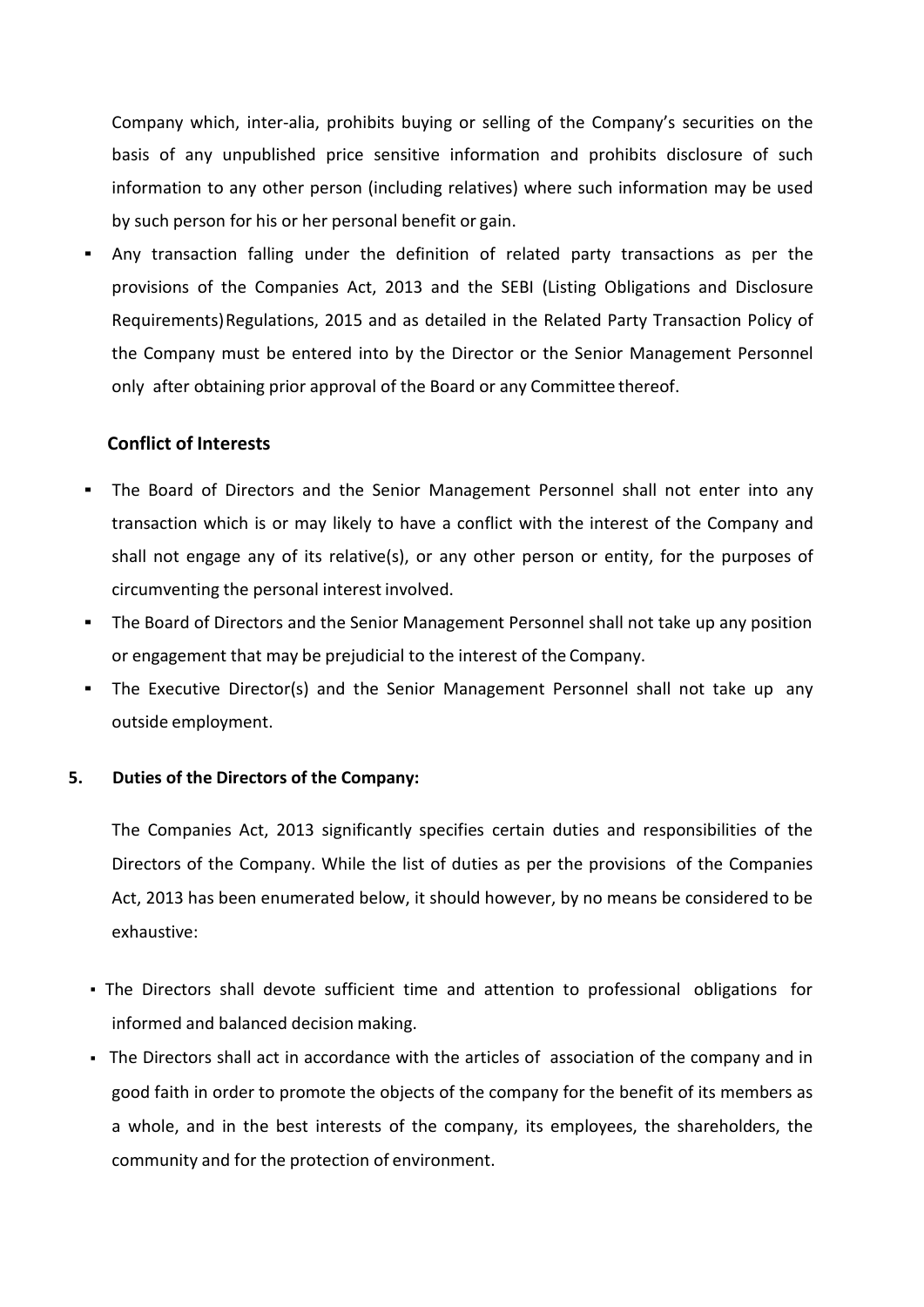Company which, inter-alia, prohibits buying or selling of the Company's securities on the basis of any unpublished price sensitive information and prohibits disclosure of such information to any other person (including relatives) where such information may be used by such person for his or her personal benefit or gain.

- Any transaction falling under the definition of related party transactions as per the provisions of the Companies Act, 2013 and the SEBI (Listing Obligations and Disclosure Requirements) Regulations, 2015 and as detailed in the Related Party Transaction Policy of the Company must be entered into by the Director or the Senior Management Personnel only after obtaining prior approval of the Board or any Committee thereof.

**Conflict of Interests**

- The Board of Directors and the Senior Management Personnel shall not enter into any transaction which is or may likely to have a conflict with the interest of the Company and shall not engage any of its relative(s), or any other person or entity, for the purposes of circumventing the personal interest involved.
- The Board of Directors and the Senior Management Personnel shall not take up any position or engagement that may be prejudicial to the interest of the Company.
- The Executive Director(s) and the Senior Management Personnel shall not take up any outside employment.

## 5. Duties of the Directors of the Company:

The Companies Act, 2013 significantly specifies certain duties and responsibilities of the Directors of the Company. While the list of duties as per the provisions of the Companies Act, 2013 has been enumerated below, it should however, by no means be considered to be exhaustive:

- The Directors shall devote sufficient time and attention to professional obligations for informed and balanced decision making.
- The Directors shall act in accordance with the articles of association of the company and in good faith in order to promote the objects of the company for the benefit of its members as a whole, and in the best interests of the company, its employees, the shareholders, the community and for the protection of environment.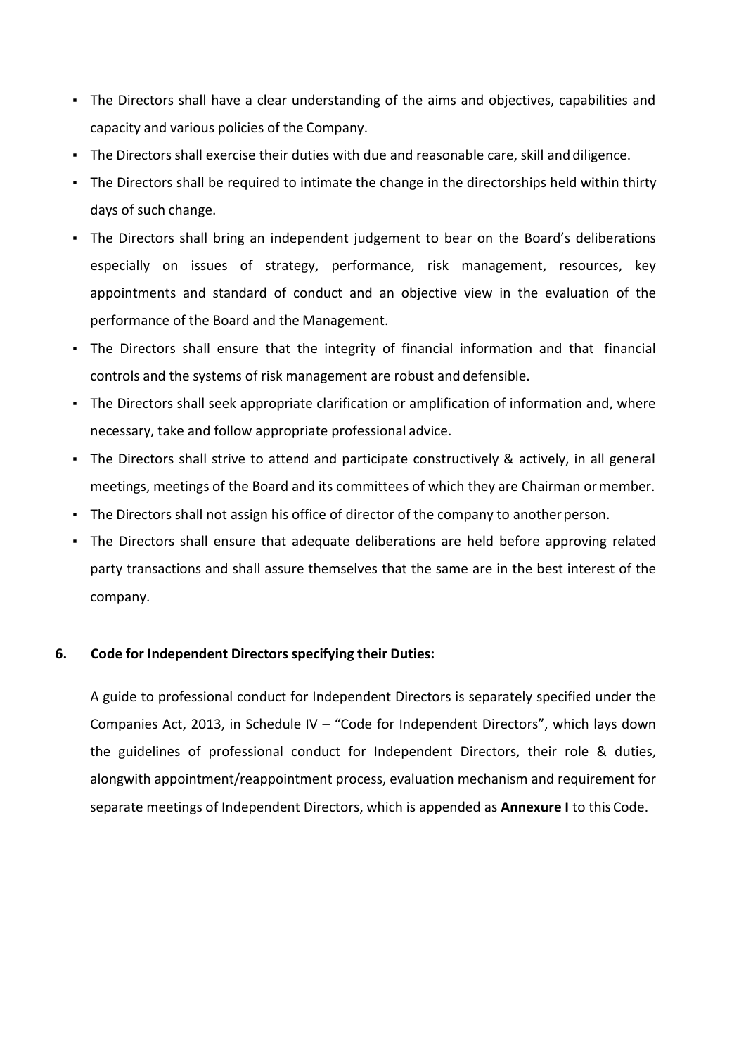- The Directors shall have a clear understanding of the aims and objectives, capabilities and capacity and various policies of the Company.
- The Directors shall exercise their duties with due and reasonable care, skill and diligence.
- The Directors shall be required to intimate the change in the directorships held within thirty days of such change.
- The Directors shall bring an independent judgement to bear on the Board's deliberations especially on issues of strategy, performance, risk management, resources, key appointments and standard of conduct and an objective view in the evaluation of the performance of the Board and the Management.
- The Directors shall ensure that the integrity of financial information and that financial controls and the systems of risk management are robust and defensible.
- The Directors shall seek appropriate clarification or amplification of information and, where necessary, take and follow appropriate professional advice.
- The Directors shall strive to attend and participate constructively & actively, in all general meetings, meetings of the Board and its committees of which they are Chairman or member.
- The Directors shall not assign his office of director of the company to another person.
- The Directors shall ensure that adequate deliberations are held before approving related party transactions and shall assure themselves that the same are in the best interest of the company.

## 6. Code for Independent Directors specifying their Duties:

A guide to professional conduct for Independent Directors is separately specified under the Companies Act, 2013, in Schedule IV – "Code for Independent Directors", which lays down the guidelines of professional conduct for Independent Directors, their role & duties, alongwith appointment/reappointment process, evaluation mechanism and requirement for separate meetings of Independent Directors, which is appended as **Annexure I** to this Code.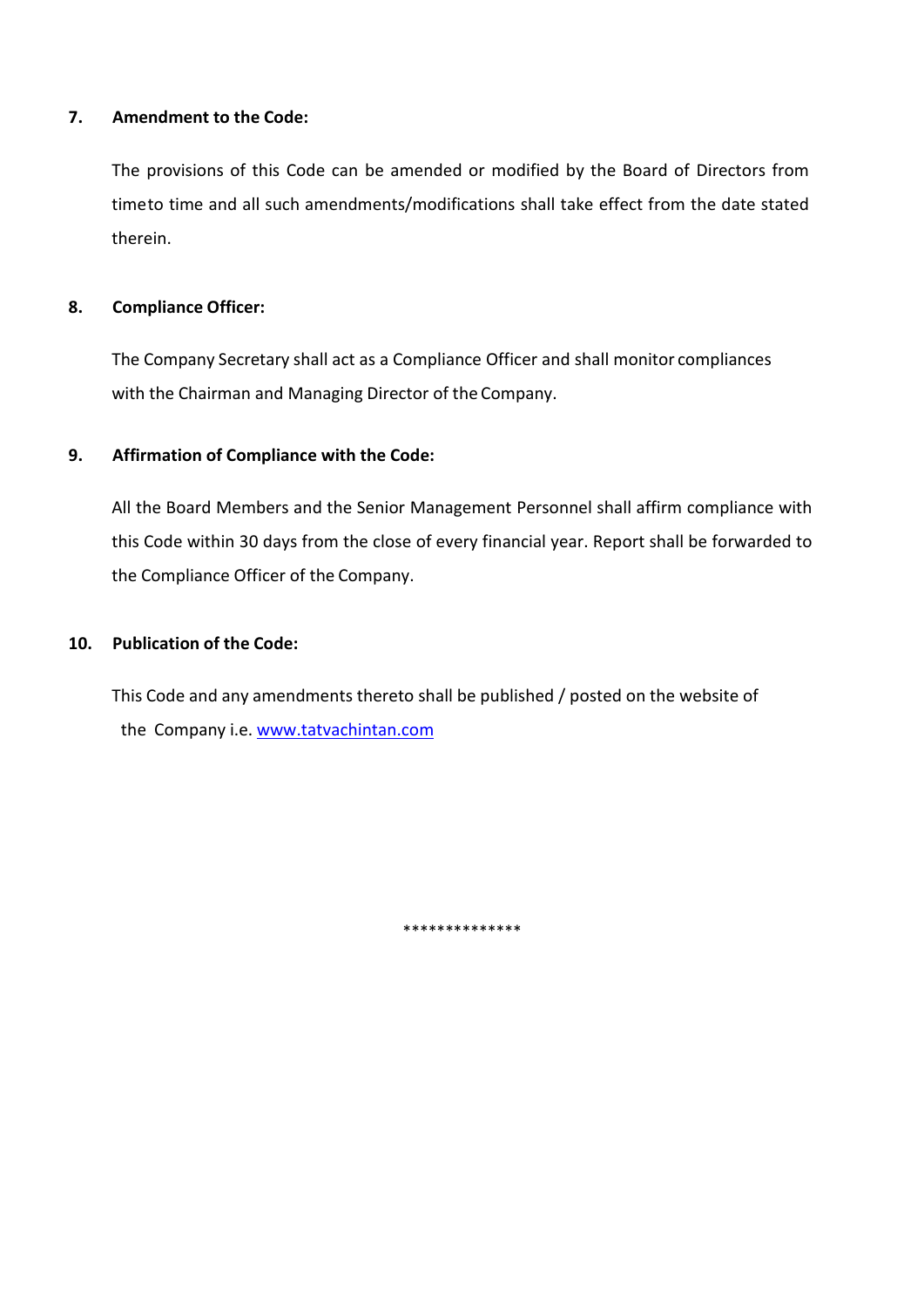## 7. Amendment to the Code:

The provisions of this Code can be amended or modified by the Board of Directors from timeto time and all such amendments/modifications shall take effect from the date stated therein.

## 8. Compliance Officer:

The Company Secretary shall act as a Compliance Officer and shall monitor compliances with the Chairman and Managing Director of the Company.

## 9. Affirmation of Compliance with the Code:

All the Board Members and the Senior Management Personnel shall affirm compliance with this Code within 30 days from the close of every financial year. Report shall be forwarded to the Compliance Officer of the Company.

## 10. Publication of the Code:

This Code and any amendments thereto shall be published / posted on the website of the Company i.e. www.tatvachintan.com

**************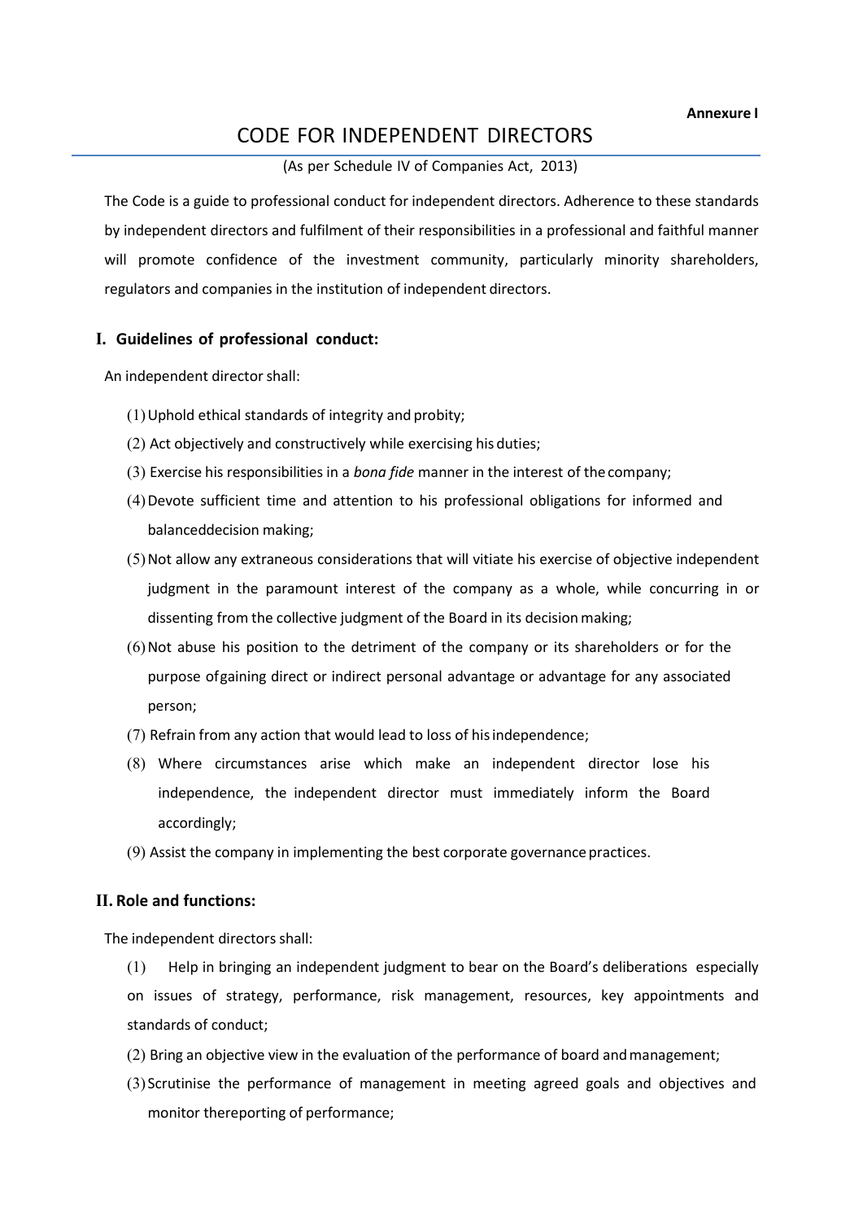**Annexure I**

# CODE FOR INDEPENDENT DIRECTORS

(As per Schedule IV of Companies Act, 2013)

The Code is a guide to professional conduct for independent directors. Adherence to these standards by independent directors and fulfilment of their responsibilities in a professional and faithful manner will promote confidence of the investment community, particularly minority shareholders, regulators and companies in the institution of independent directors.

## I. Guidelines of professional conduct:

An independent director shall:

(1) Uphold ethical standards of integrity and probity;

(2) Act objectively and constructively while exercising his duties;

(3) Exercise his responsibilities in a *bona fide* manner in the interest of the company;

(4) Devote sufficient time and attention to his professional obligations for informed and balanceddecision making;

(5) Not allow any extraneous considerations that will vitiate his exercise of objective independent judgment in the paramount interest of the company as a whole, while concurring in or dissenting from the collective judgment of the Board in its decision making;

(6) Not abuse his position to the detriment of the company or its shareholders or for the purpose ofgaining direct or indirect personal advantage or advantage for any associated person;

(7) Refrain from any action that would lead to loss of his independence;

(8) Where circumstances arise which make an independent director lose his independence, the independent director must immediately inform the Board accordingly;

(9) Assist the company in implementing the best corporate governance practices.

## II. Role and functions:

The independent directors shall:

(1) Help in bringing an independent judgment to bear on the Board's deliberations especially on issues of strategy, performance, risk management, resources, key appointments and standards of conduct;

(2) Bring an objective view in the evaluation of the performance of board and management;

(3) Scrutinise the performance of management in meeting agreed goals and objectives and monitor thereporting of performance;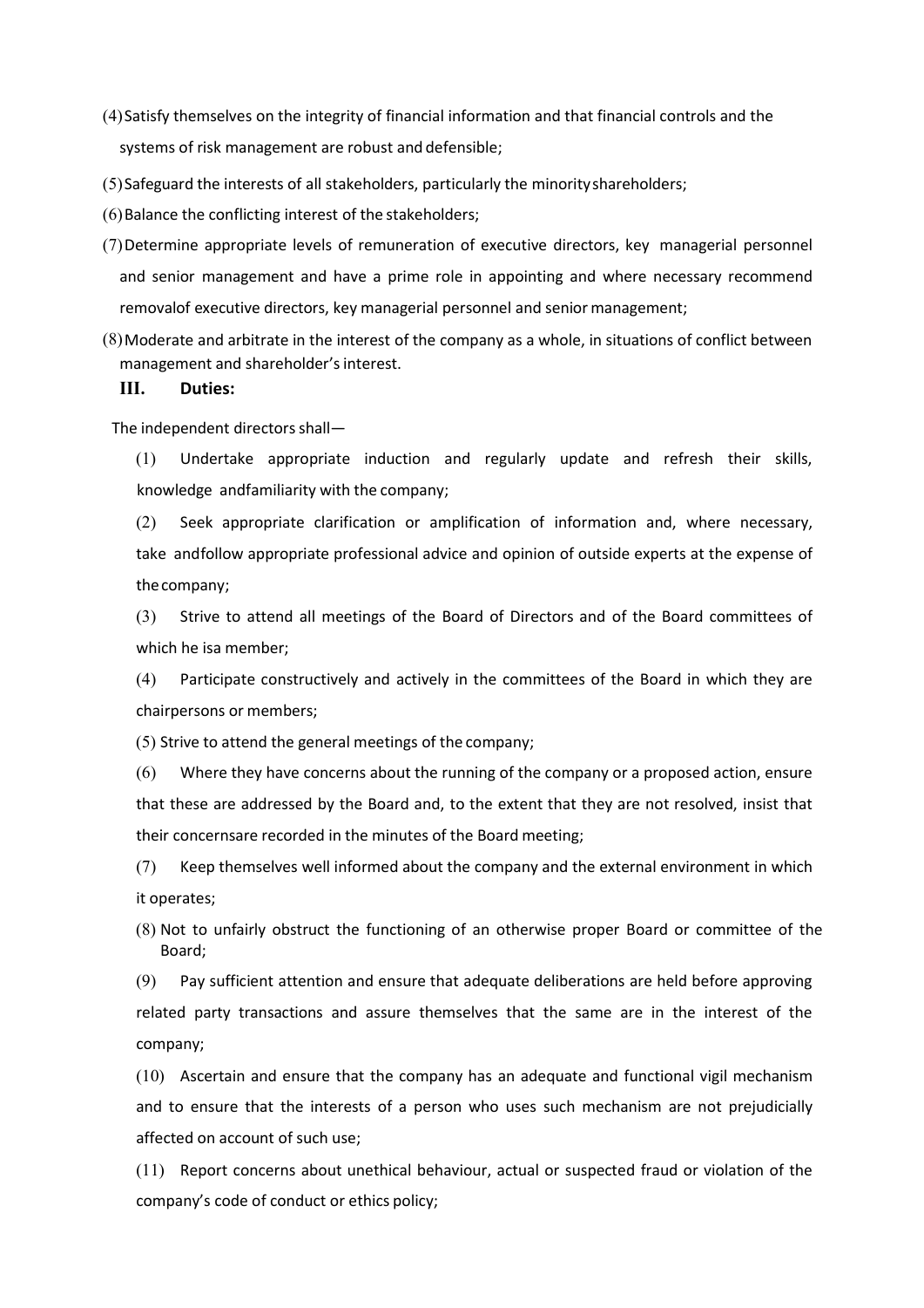(4) Satisfy themselves on the integrity of financial information and that financial controls and the systems of risk management are robust and defensible;

(5) Safeguard the interests of all stakeholders, particularly the minority shareholders;

(6) Balance the conflicting interest of the stakeholders;

(7) Determine appropriate levels of remuneration of executive directors, key managerial personnel and senior management and have a prime role in appointing and where necessary recommend removalof executive directors, key managerial personnel and senior management;

(8) Moderate and arbitrate in the interest of the company as a whole, in situations of conflict between management and shareholder's interest.

### III. Duties:

The independent directors shall—

(1) Undertake appropriate induction and regularly update and refresh their skills, knowledge andfamiliarity with the company;

(2) Seek appropriate clarification or amplification of information and, where necessary, take andfollow appropriate professional advice and opinion of outside experts at the expense of the company;

(3) Strive to attend all meetings of the Board of Directors and of the Board committees of which he isa member;

(4) Participate constructively and actively in the committees of the Board in which they are chairpersons or members;

(5) Strive to attend the general meetings of the company;

(6) Where they have concerns about the running of the company or a proposed action, ensure that these are addressed by the Board and, to the extent that they are not resolved, insist that their concernsare recorded in the minutes of the Board meeting;

(7) Keep themselves well informed about the company and the external environment in which it operates;

(8) Not to unfairly obstruct the functioning of an otherwise proper Board or committee of the Board;

(9) Pay sufficient attention and ensure that adequate deliberations are held before approving related party transactions and assure themselves that the same are in the interest of the company;

(10) Ascertain and ensure that the company has an adequate and functional vigil mechanism and to ensure that the interests of a person who uses such mechanism are not prejudicially affected on account of such use;

(11) Report concerns about unethical behaviour, actual or suspected fraud or violation of the company's code of conduct or ethics policy;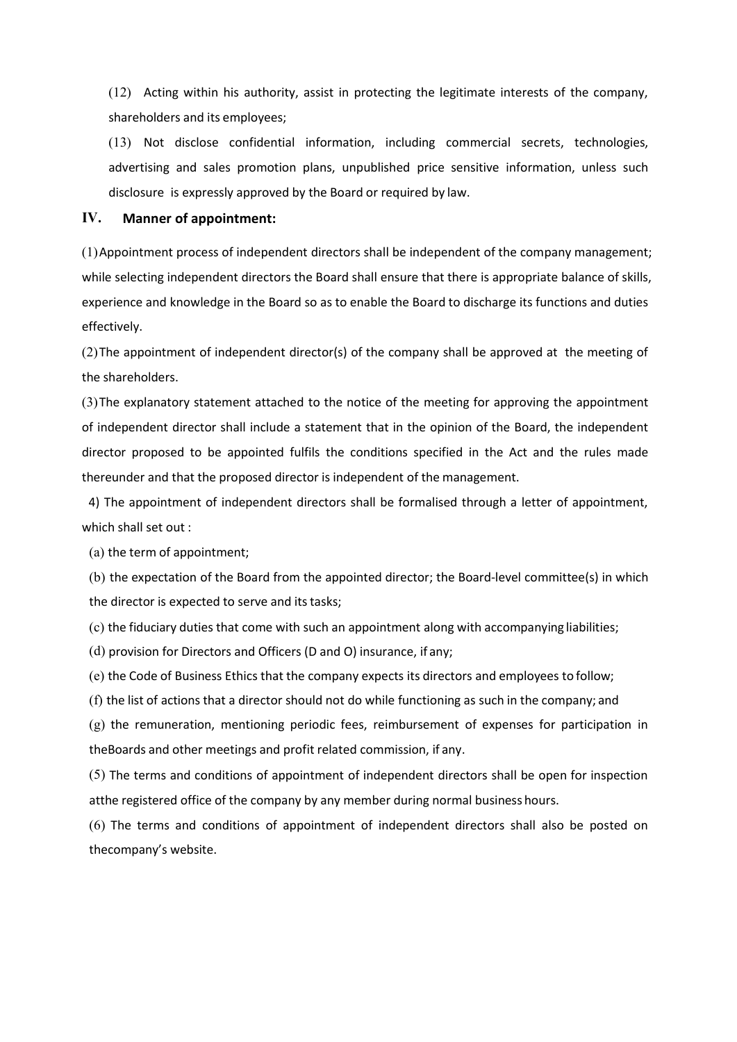(12) Acting within his authority, assist in protecting the legitimate interests of the company, shareholders and its employees;

(13) Not disclose confidential information, including commercial secrets, technologies, advertising and sales promotion plans, unpublished price sensitive information, unless such disclosure is expressly approved by the Board or required by law.

## IV. Manner of appointment:

(1) Appointment process of independent directors shall be independent of the company management; while selecting independent directors the Board shall ensure that there is appropriate balance of skills, experience and knowledge in the Board so as to enable the Board to discharge its functions and duties effectively.

(2) The appointment of independent director(s) of the company shall be approved at the meeting of the shareholders.

(3) The explanatory statement attached to the notice of the meeting for approving the appointment of independent director shall include a statement that in the opinion of the Board, the independent director proposed to be appointed fulfils the conditions specified in the Act and the rules made thereunder and that the proposed director is independent of the management.

4) The appointment of independent directors shall be formalised through a letter of appointment, which shall set out :

(a) the term of appointment;

(b) the expectation of the Board from the appointed director; the Board-level committee(s) in which the director is expected to serve and its tasks;

(c) the fiduciary duties that come with such an appointment along with accompanying liabilities;

(d) provision for Directors and Officers (D and O) insurance, if any;

(e) the Code of Business Ethics that the company expects its directors and employees to follow;

(f) the list of actions that a director should not do while functioning as such in the company; and

(g) the remuneration, mentioning periodic fees, reimbursement of expenses for participation in theBoards and other meetings and profit related commission, if any.

(5) The terms and conditions of appointment of independent directors shall be open for inspection atthe registered office of the company by any member during normal business hours.

(6) The terms and conditions of appointment of independent directors shall also be posted on thecompany's website.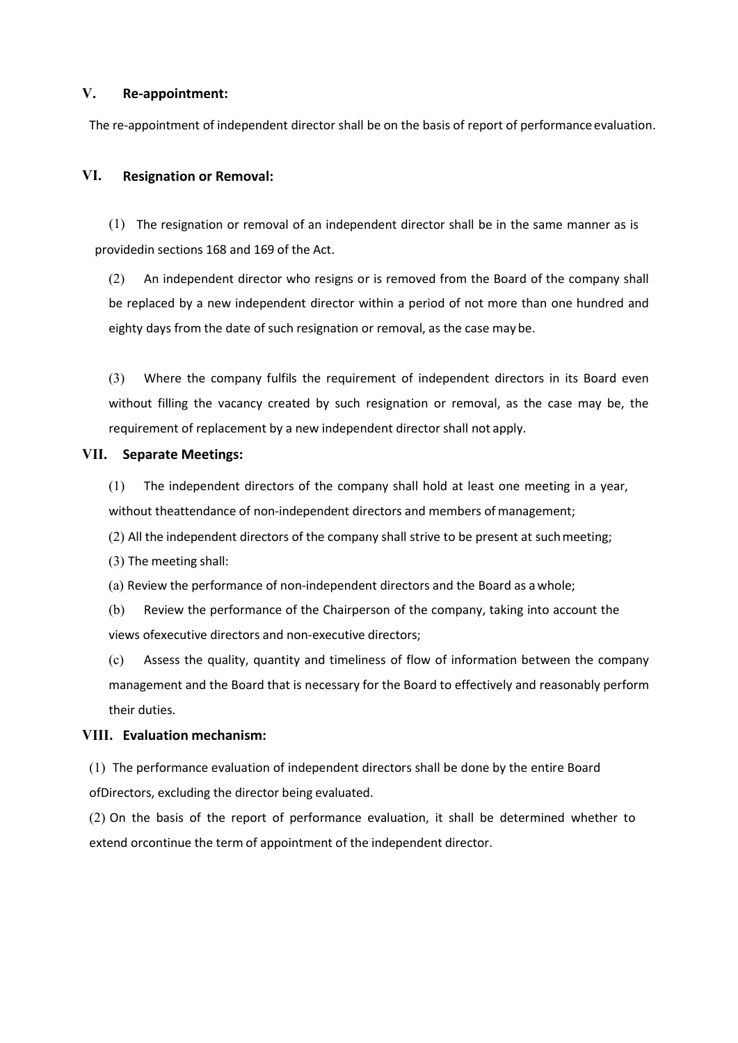## V. Re-appointment:

The re-appointment of independent director shall be on the basis of report of performance evaluation.

## VI. Resignation or Removal:

(1) The resignation or removal of an independent director shall be in the same manner as is providedin sections 168 and 169 of the Act.

(2) An independent director who resigns or is removed from the Board of the company shall be replaced by a new independent director within a period of not more than one hundred and eighty days from the date of such resignation or removal, as the case may be.

(3) Where the company fulfils the requirement of independent directors in its Board even without filling the vacancy created by such resignation or removal, as the case may be, the requirement of replacement by a new independent director shall not apply.

## VII. Separate Meetings:

(1) The independent directors of the company shall hold at least one meeting in a year, without theattendance of non-independent directors and members of management;

(2) All the independent directors of the company shall strive to be present at such meeting;

(3) The meeting shall:

(a) Review the performance of non-independent directors and the Board as a whole;

(b) Review the performance of the Chairperson of the company, taking into account the views ofexecutive directors and non-executive directors;

(c) Assess the quality, quantity and timeliness of flow of information between the company management and the Board that is necessary for the Board to effectively and reasonably perform their duties.

## VIII. Evaluation mechanism:

(1) The performance evaluation of independent directors shall be done by the entire Board ofDirectors, excluding the director being evaluated.

(2) On the basis of the report of performance evaluation, it shall be determined whether to extend orcontinue the term of appointment of the independent director.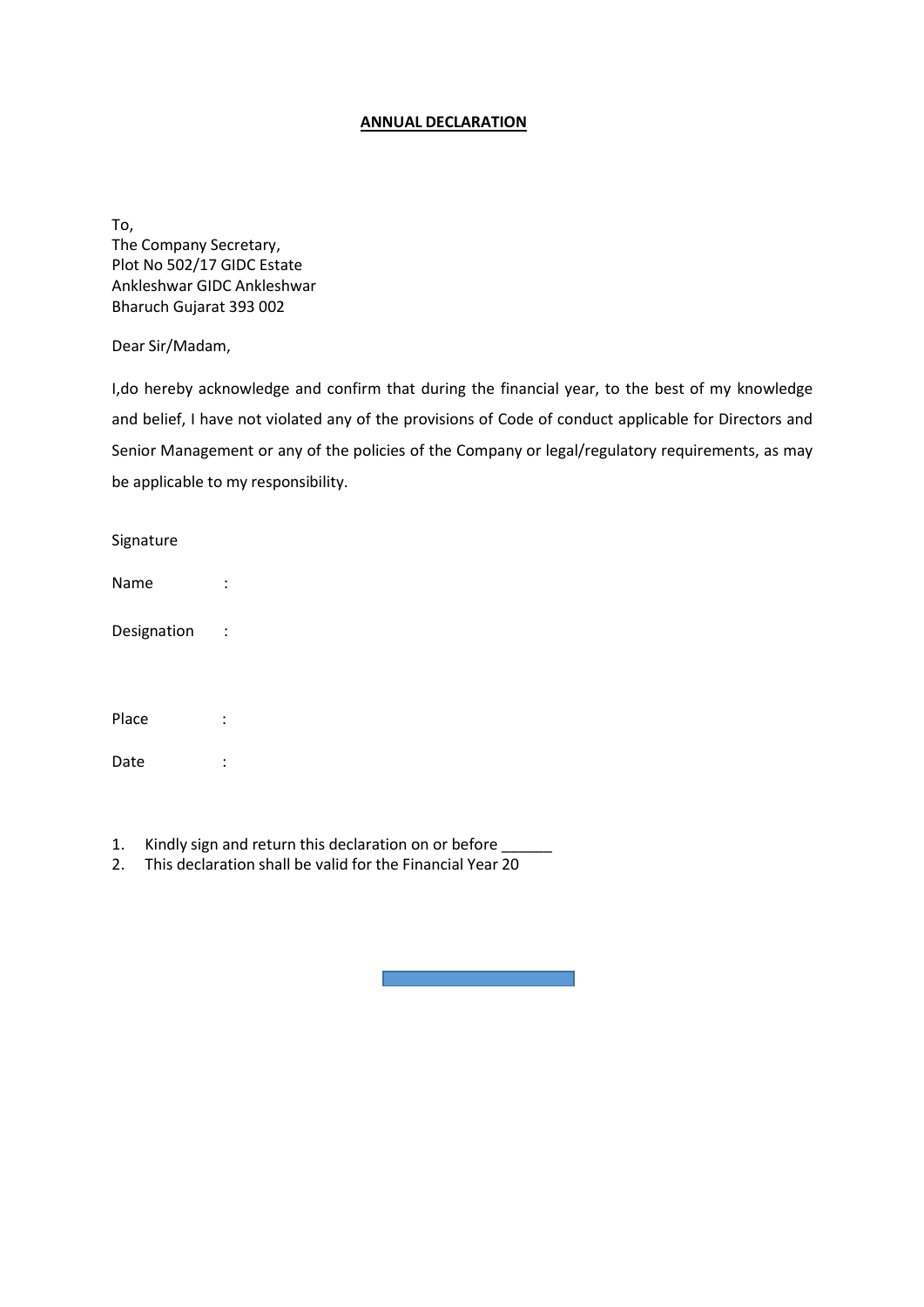**ANNUAL DECLARATION**

To,
The Company Secretary,
Plot No 502/17 GIDC Estate
Ankleshwar GIDC Ankleshwar
Bharuch Gujarat 393 002

Dear Sir/Madam,

I,do hereby acknowledge and confirm that during the financial year, to the best of my knowledge and belief, I have not violated any of the provisions of Code of conduct applicable for Directors and Senior Management or any of the policies of the Company or legal/regulatory requirements, as may be applicable to my responsibility.

Signature

Name :

Designation :

Place :

Date :

1. Kindly sign and return this declaration on or before ______
2. This declaration shall be valid for the Financial Year 20